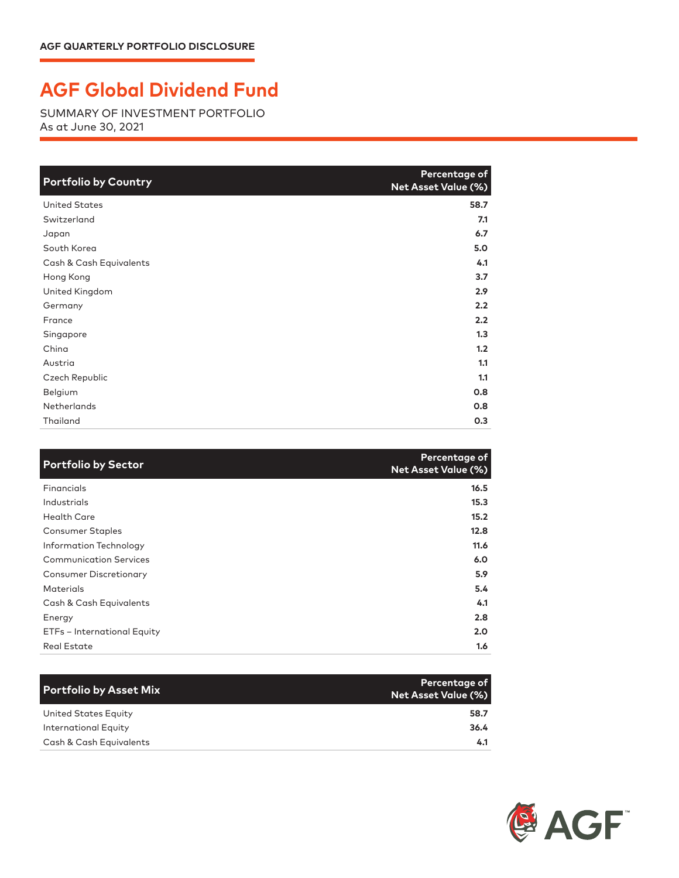AGF QUARTERLY PORTFOLIO DISCLOSURE

# AGF Global Dividend Fund

SUMMARY OF INVESTMENT PORTFOLIO
As at June 30, 2021

| Portfolio by Country | Percentage of Net Asset Value (%) |
|---|---|
| United States | 58.7 |
| Switzerland | 7.1 |
| Japan | 6.7 |
| South Korea | 5.0 |
| Cash & Cash Equivalents | 4.1 |
| Hong Kong | 3.7 |
| United Kingdom | 2.9 |
| Germany | 2.2 |
| France | 2.2 |
| Singapore | 1.3 |
| China | 1.2 |
| Austria | 1.1 |
| Czech Republic | 1.1 |
| Belgium | 0.8 |
| Netherlands | 0.8 |
| Thailand | 0.3 |

| Portfolio by Sector | Percentage of Net Asset Value (%) |
|---|---|
| Financials | 16.5 |
| Industrials | 15.3 |
| Health Care | 15.2 |
| Consumer Staples | 12.8 |
| Information Technology | 11.6 |
| Communication Services | 6.0 |
| Consumer Discretionary | 5.9 |
| Materials | 5.4 |
| Cash & Cash Equivalents | 4.1 |
| Energy | 2.8 |
| ETFs – International Equity | 2.0 |
| Real Estate | 1.6 |

| Portfolio by Asset Mix | Percentage of Net Asset Value (%) |
|---|---|
| United States Equity | 58.7 |
| International Equity | 36.4 |
| Cash & Cash Equivalents | 4.1 |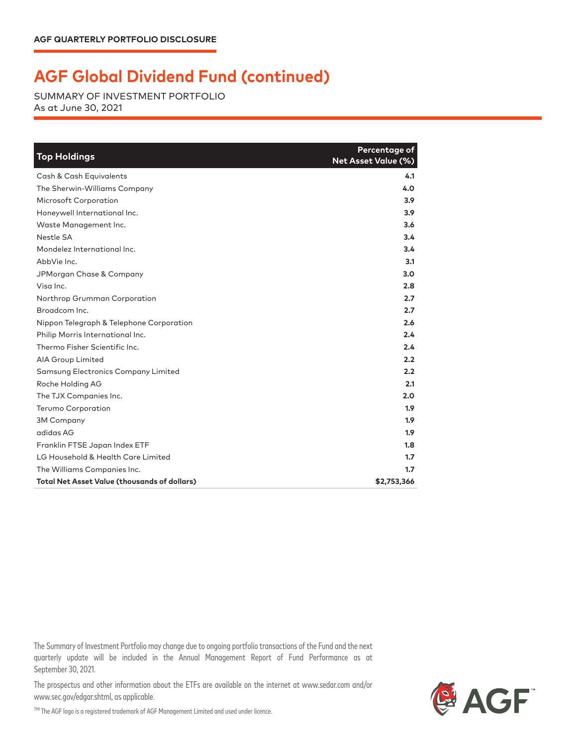AGF QUARTERLY PORTFOLIO DISCLOSURE

# AGF Global Dividend Fund (continued)

SUMMARY OF INVESTMENT PORTFOLIO
As at June 30, 2021

| Top Holdings | Percentage of Net Asset Value (%) |
|---|---|
| Cash & Cash Equivalents | 4.1 |
| The Sherwin-Williams Company | 4.0 |
| Microsoft Corporation | 3.9 |
| Honeywell International Inc. | 3.9 |
| Waste Management Inc. | 3.6 |
| Nestle SA | 3.4 |
| Mondelez International Inc. | 3.4 |
| AbbVie Inc. | 3.1 |
| JPMorgan Chase & Company | 3.0 |
| Visa Inc. | 2.8 |
| Northrop Grumman Corporation | 2.7 |
| Broadcom Inc. | 2.7 |
| Nippon Telegraph & Telephone Corporation | 2.6 |
| Philip Morris International Inc. | 2.4 |
| Thermo Fisher Scientific Inc. | 2.4 |
| AIA Group Limited | 2.2 |
| Samsung Electronics Company Limited | 2.2 |
| Roche Holding AG | 2.1 |
| The TJX Companies Inc. | 2.0 |
| Terumo Corporation | 1.9 |
| 3M Company | 1.9 |
| adidas AG | 1.9 |
| Franklin FTSE Japan Index ETF | 1.8 |
| LG Household & Health Care Limited | 1.7 |
| The Williams Companies Inc. | 1.7 |
| **Total Net Asset Value (thousands of dollars)** | **$2,753,366** |

The Summary of Investment Portfolio may change due to ongoing portfolio transactions of the Fund and the next quarterly update will be included in the Annual Management Report of Fund Performance as at September 30, 2021.

The prospectus and other information about the ETFs are available on the internet at www.sedar.com and/or www.sec.gov/edgar.shtml, as applicable.

TM The AGF logo is a registered trademark of AGF Management Limited and used under licence.